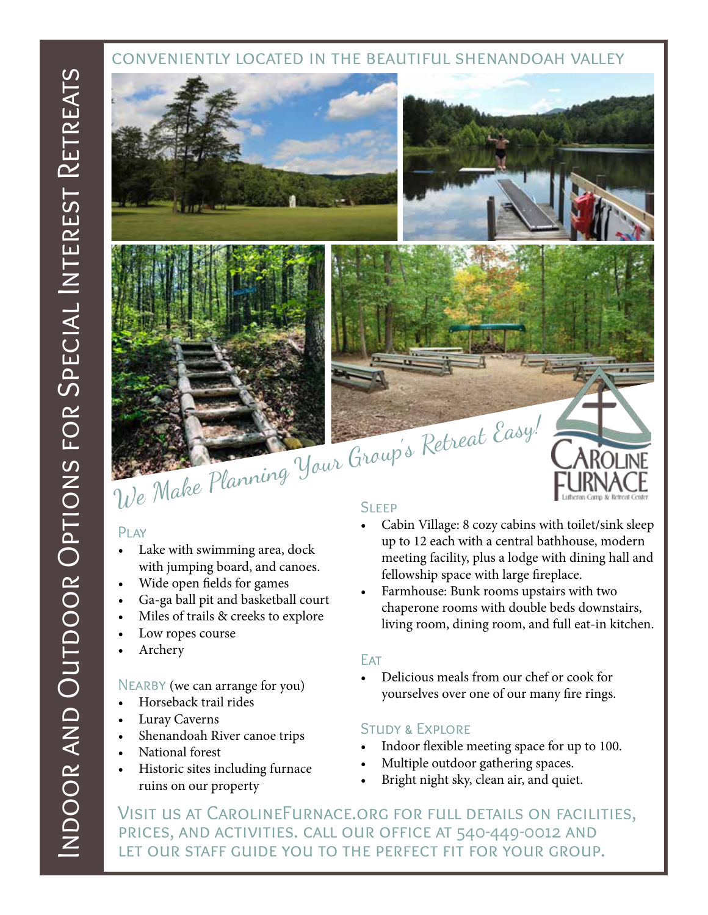# Indoor and Outdoor Options for Special Interest Retreats

## Conveniently located in the beautiful Shenandoah Valley

*We Make Planning Your Group's Retreat Easy!*

Caroline Furnace
Lutheran Camp & Retreat Center

### Play

- Lake with swimming area, dock with jumping board, and canoes.
- Wide open fields for games
- Ga-ga ball pit and basketball court
- Miles of trails & creeks to explore
- Low ropes course
- Archery

### Nearby (we can arrange for you)

- Horseback trail rides
- Luray Caverns
- Shenandoah River canoe trips
- National forest
- Historic sites including furnace ruins on our property

### Sleep

- Cabin Village: 8 cozy cabins with toilet/sink sleep up to 12 each with a central bathhouse, modern meeting facility, plus a lodge with dining hall and fellowship space with large fireplace.
- Farmhouse: Bunk rooms upstairs with two chaperone rooms with double beds downstairs, living room, dining room, and full eat-in kitchen.

### Eat

- Delicious meals from our chef or cook for yourselves over one of our many fire rings.

### Study & Explore

- Indoor flexible meeting space for up to 100.
- Multiple outdoor gathering spaces.
- Bright night sky, clean air, and quiet.

Visit us at CarolineFurnace.org for full details on facilities, prices, and activities. Call our office at 540-449-0012 and let our staff guide you to the perfect fit for your group.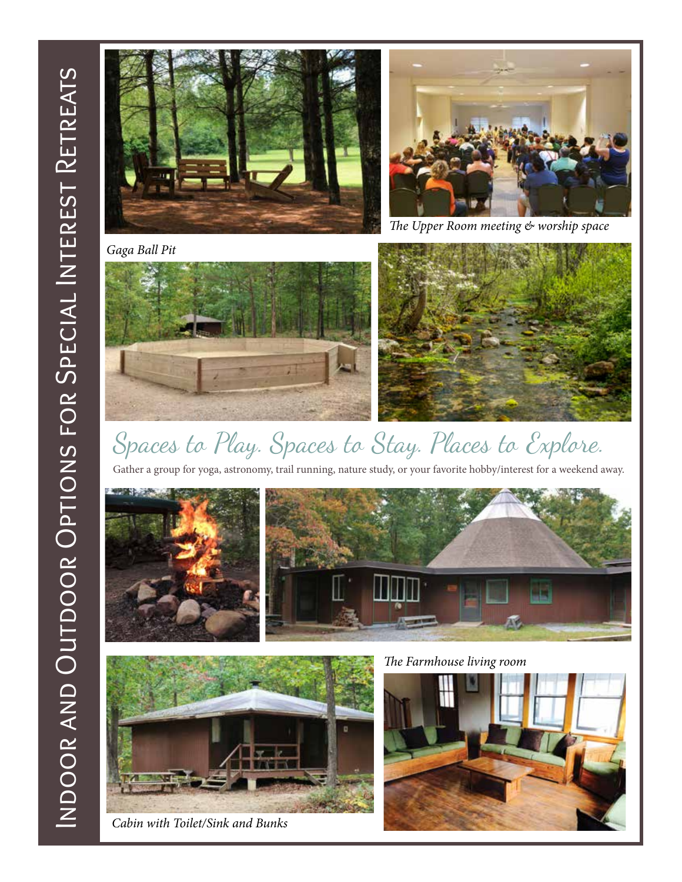# Indoor and Outdoor Options for Special Interest Retreats

*The Upper Room meeting & worship space*

*Gaga Ball Pit*

## Spaces to Play. Spaces to Stay. Places to Explore.

Gather a group for yoga, astronomy, trail running, nature study, or your favorite hobby/interest for a weekend away.

*The Farmhouse living room*

*Cabin with Toilet/Sink and Bunks*